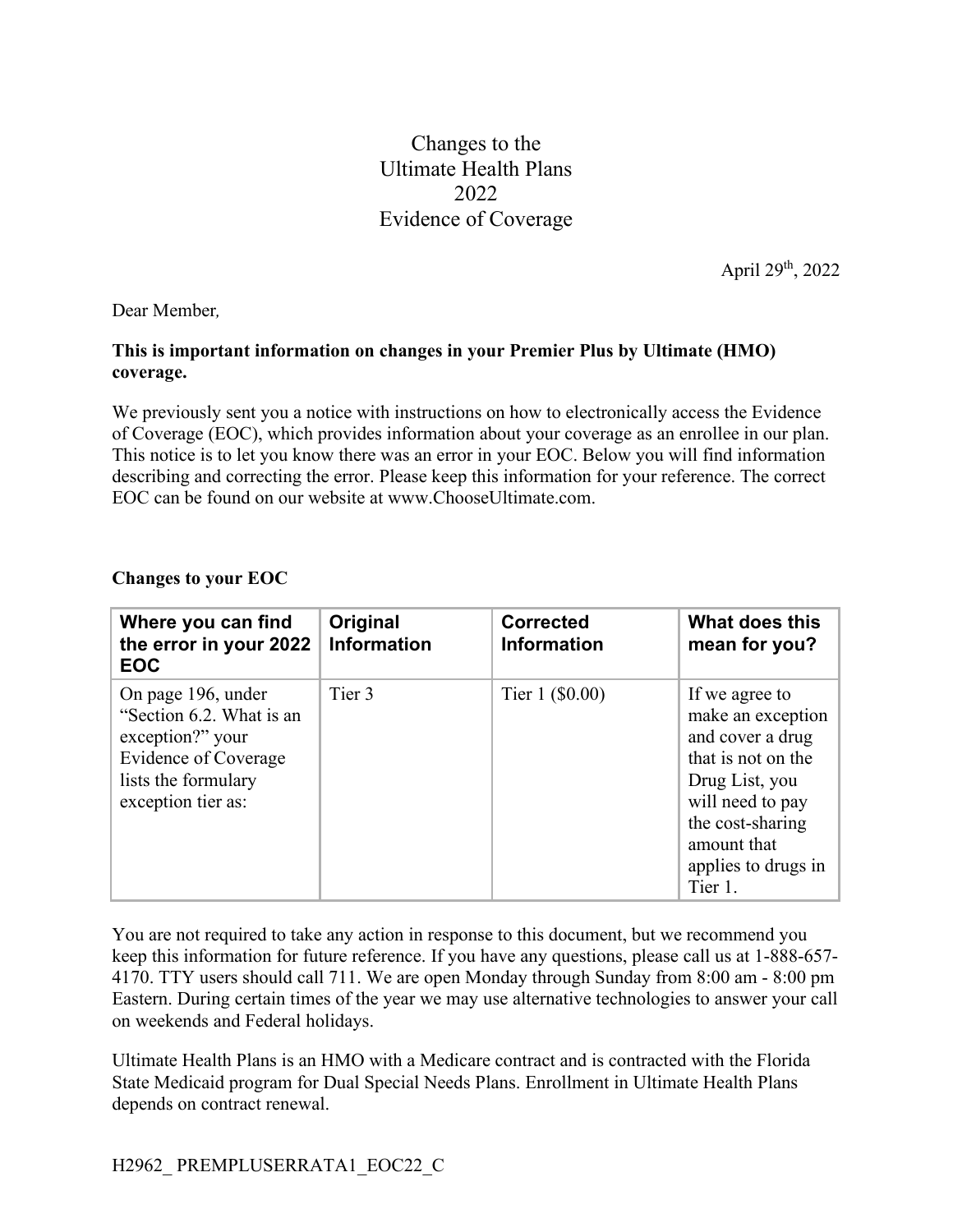# Changes to the Ultimate Health Plans 2022 Evidence of Coverage

April 29th, 2022

Dear Member,

**This is important information on changes in your Premier Plus by Ultimate (HMO) coverage.**

We previously sent you a notice with instructions on how to electronically access the Evidence of Coverage (EOC), which provides information about your coverage as an enrollee in our plan. This notice is to let you know there was an error in your EOC. Below you will find information describing and correcting the error. Please keep this information for your reference. The correct EOC can be found on our website at www.ChooseUltimate.com.

**Changes to your EOC**

| Where you can find the error in your 2022 EOC | Original Information | Corrected Information | What does this mean for you? |
|---|---|---|---|
| On page 196, under "Section 6.2. What is an exception?" your Evidence of Coverage lists the formulary exception tier as: | Tier 3 | Tier 1 ($0.00) | If we agree to make an exception and cover a drug that is not on the Drug List, you will need to pay the cost-sharing amount that applies to drugs in Tier 1. |

You are not required to take any action in response to this document, but we recommend you keep this information for future reference. If you have any questions, please call us at 1-888-657-4170. TTY users should call 711. We are open Monday through Sunday from 8:00 am - 8:00 pm Eastern. During certain times of the year we may use alternative technologies to answer your call on weekends and Federal holidays.

Ultimate Health Plans is an HMO with a Medicare contract and is contracted with the Florida State Medicaid program for Dual Special Needs Plans. Enrollment in Ultimate Health Plans depends on contract renewal.

H2962_ PREMPLUSERRATA1_EOC22_C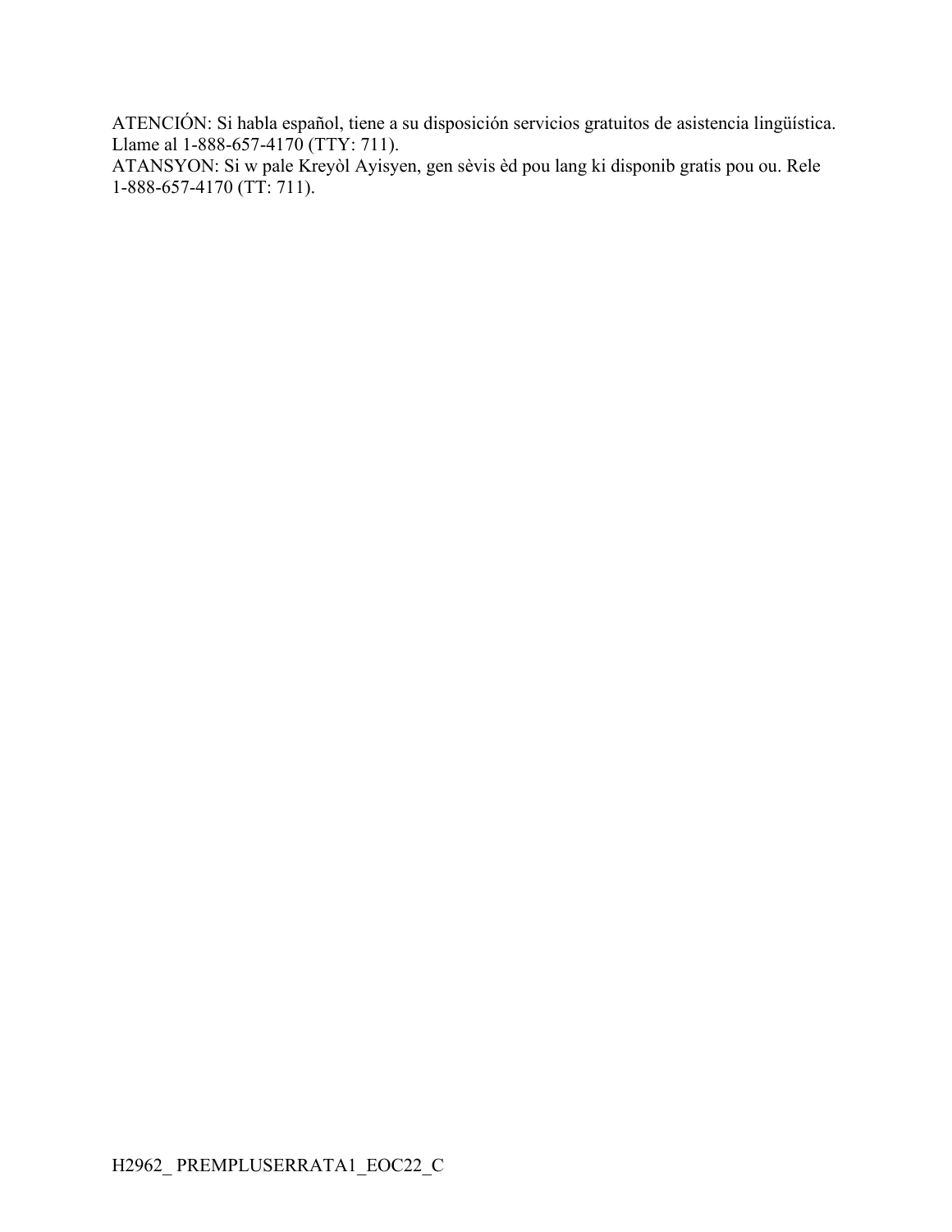ATENCIÓN: Si habla español, tiene a su disposición servicios gratuitos de asistencia lingüística. Llame al 1-888-657-4170 (TTY: 711).

ATANSYON: Si w pale Kreyòl Ayisyen, gen sèvis èd pou lang ki disponib gratis pou ou. Rele 1-888-657-4170 (TT: 711).

H2962_ PREMPLUSERRATA1_EOC22_C